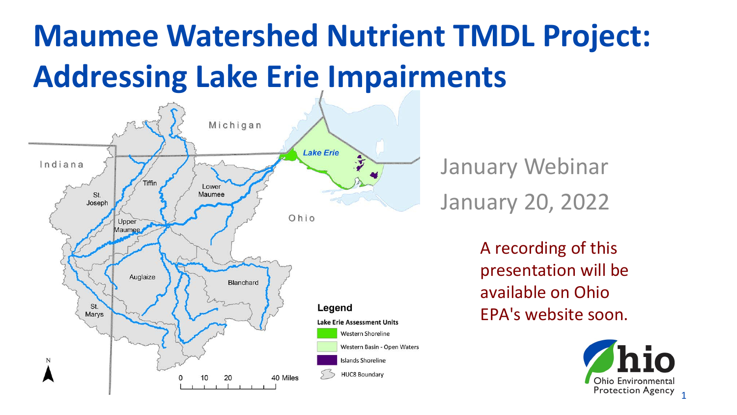# Maumee Watershed Nutrient TMDL Project: Addressing Lake Erie Impairments

Michigan

Indiana

Ohio

Lake Erie

St. Joseph

Tiffin

Lower Maumee

Upper Maumee

Auglaize

Blanchard

St. Marys

**Legend**

**Lake Erie Assessment Units**

- Western Shoreline
- Western Basin - Open Waters
- Islands Shoreline
- HUC8 Boundary

0 10 20 40 Miles

January Webinar

January 20, 2022

A recording of this presentation will be available on Ohio EPA's website soon.

Ohio Environmental Protection Agency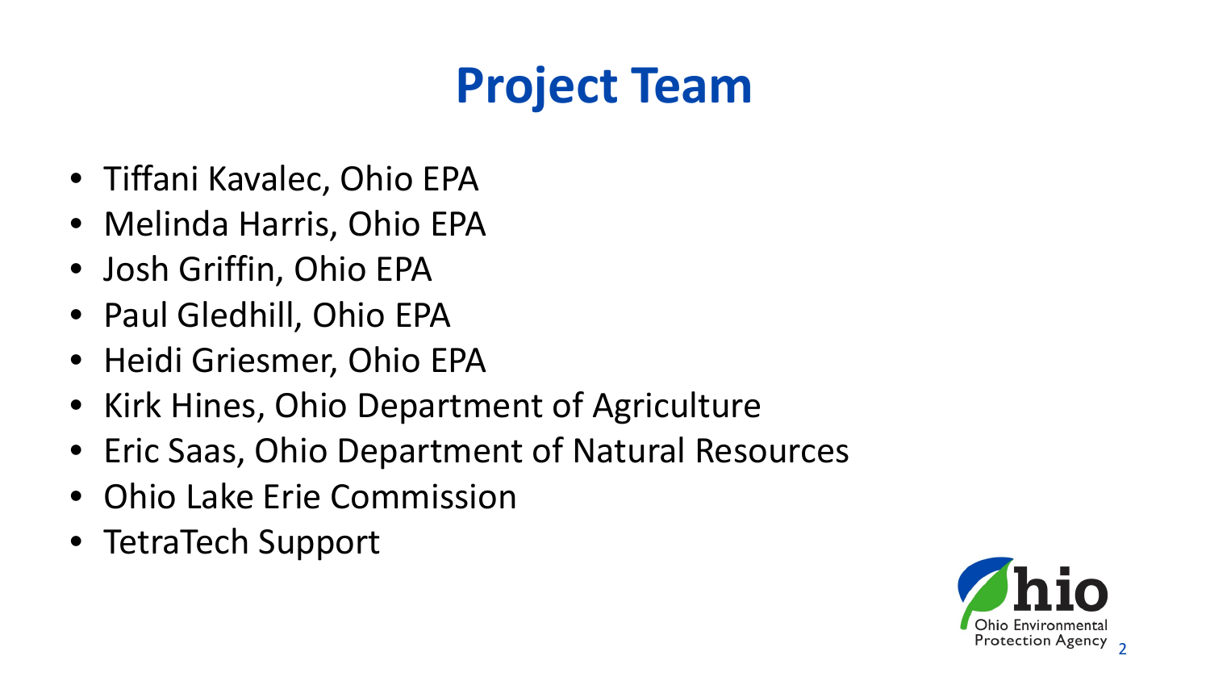# Project Team

- Tiffani Kavalec, Ohio EPA
- Melinda Harris, Ohio EPA
- Josh Griffin, Ohio EPA
- Paul Gledhill, Ohio EPA
- Heidi Griesmer, Ohio EPA
- Kirk Hines, Ohio Department of Agriculture
- Eric Saas, Ohio Department of Natural Resources
- Ohio Lake Erie Commission
- TetraTech Support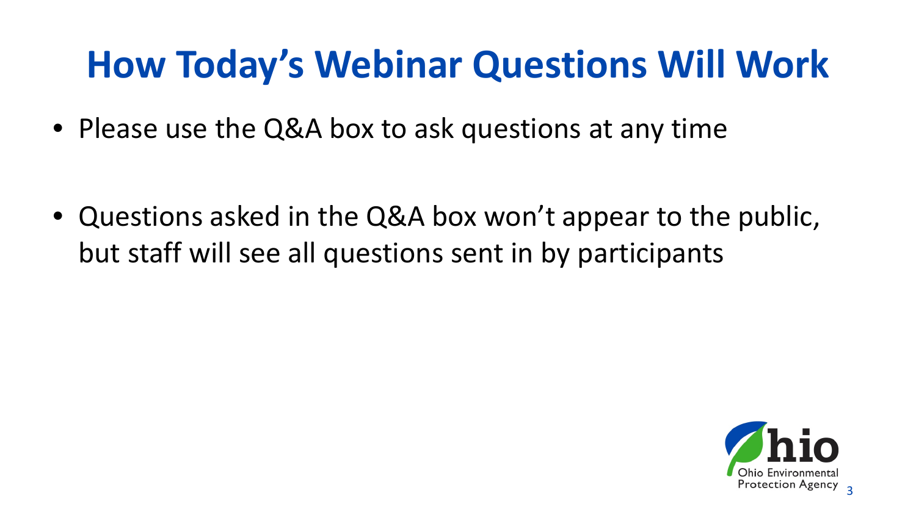# How Today's Webinar Questions Will Work

- Please use the Q&A box to ask questions at any time
- Questions asked in the Q&A box won't appear to the public, but staff will see all questions sent in by participants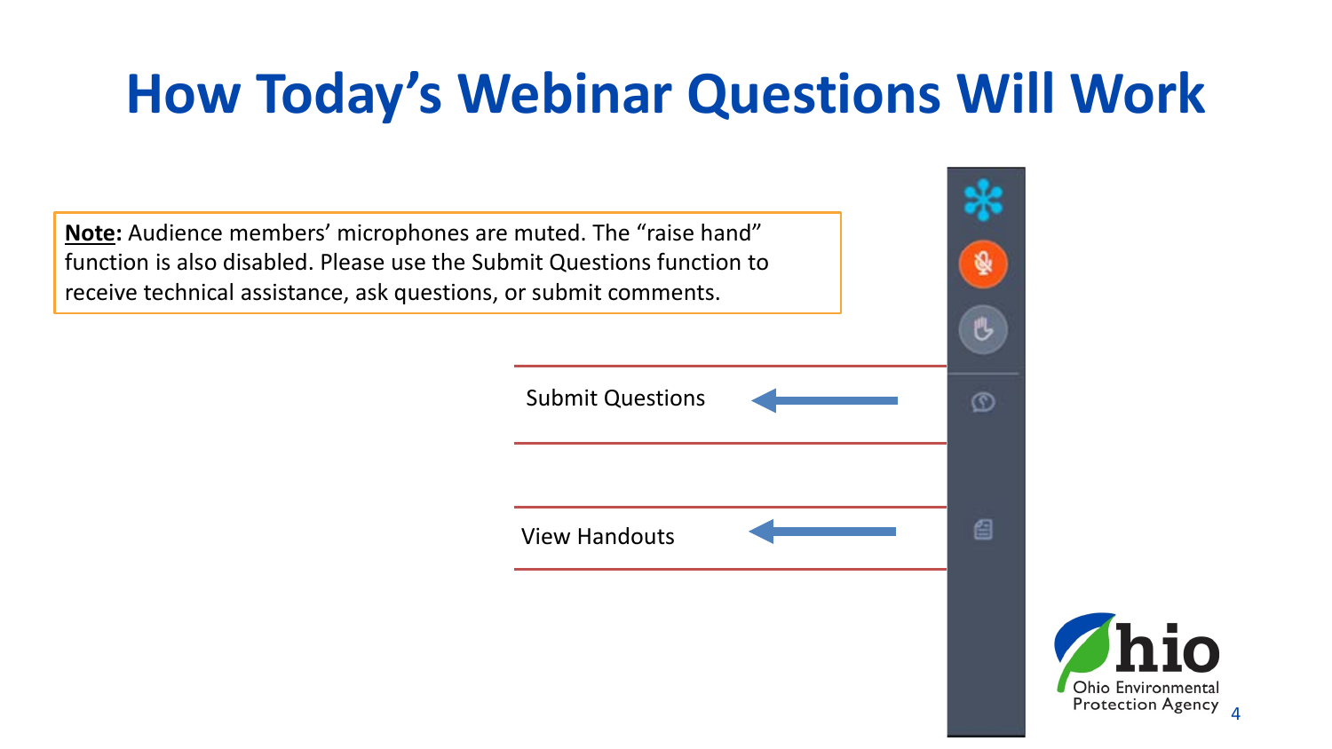# How Today's Webinar Questions Will Work

**Note:** Audience members' microphones are muted. The "raise hand" function is also disabled. Please use the Submit Questions function to receive technical assistance, ask questions, or submit comments.

Submit Questions

View Handouts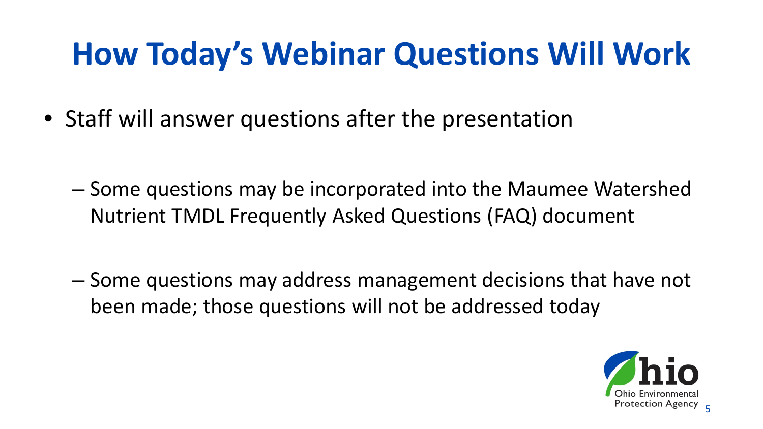# How Today's Webinar Questions Will Work

- Staff will answer questions after the presentation
  - Some questions may be incorporated into the Maumee Watershed Nutrient TMDL Frequently Asked Questions (FAQ) document
  - Some questions may address management decisions that have not been made; those questions will not be addressed today

Ohio Environmental Protection Agency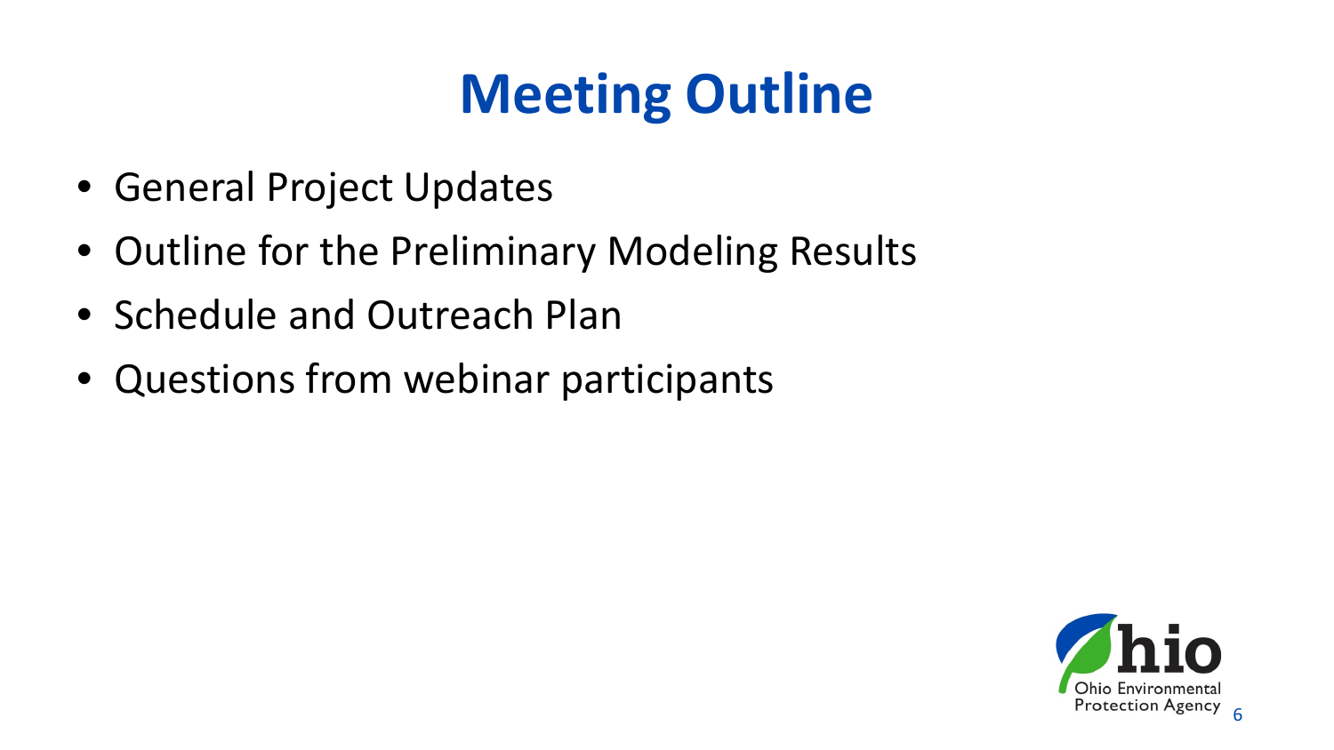# Meeting Outline

- General Project Updates
- Outline for the Preliminary Modeling Results
- Schedule and Outreach Plan
- Questions from webinar participants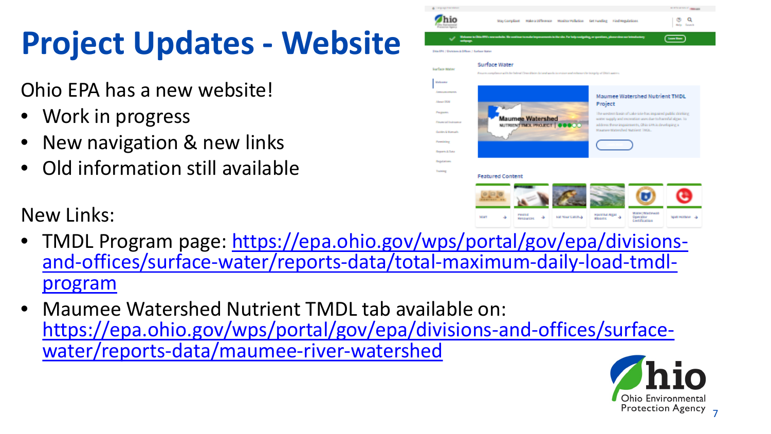# Project Updates - Website

Ohio EPA has a new website!

- Work in progress
- New navigation & new links
- Old information still available

New Links:

- TMDL Program page: https://epa.ohio.gov/wps/portal/gov/epa/divisions-and-offices/surface-water/reports-data/total-maximum-daily-load-tmdl-program
- Maumee Watershed Nutrient TMDL tab available on: https://epa.ohio.gov/wps/portal/gov/epa/divisions-and-offices/surface-water/reports-data/maumee-river-watershed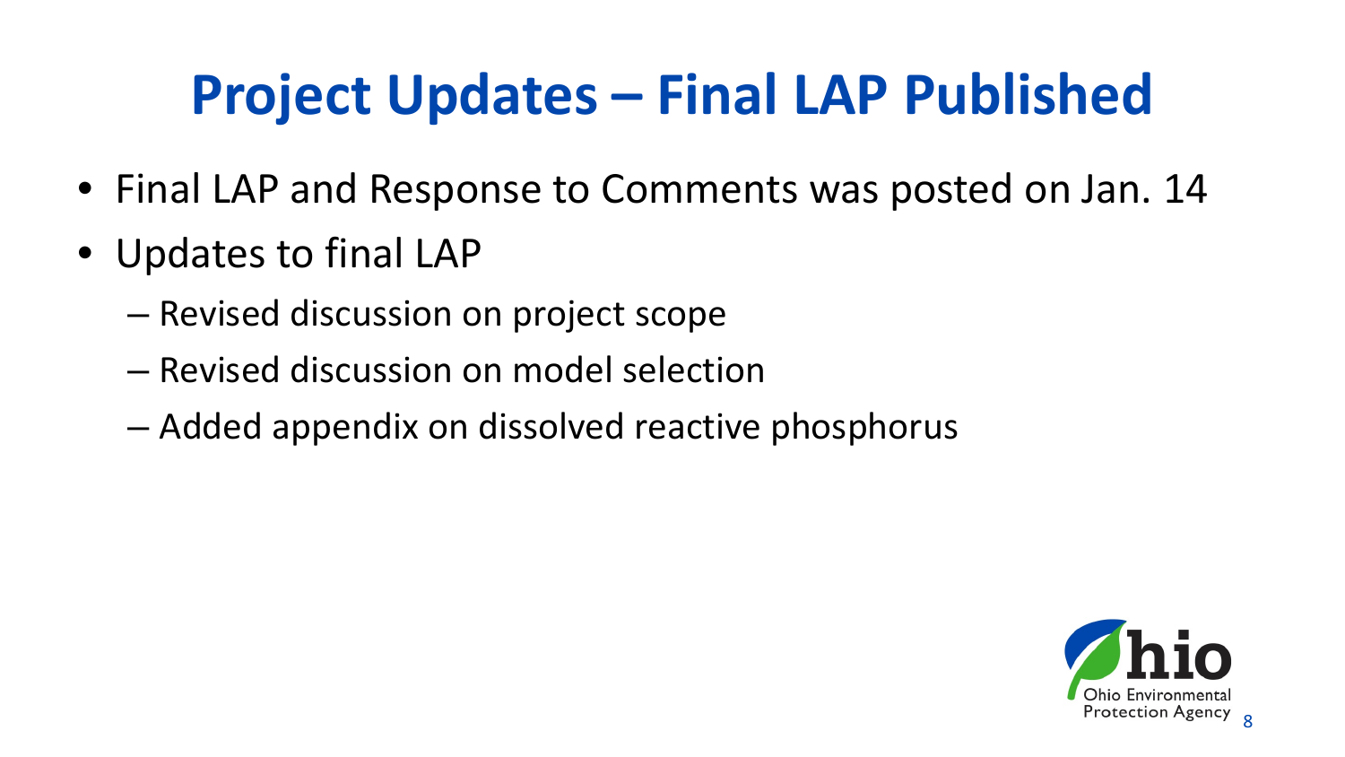# Project Updates – Final LAP Published

- Final LAP and Response to Comments was posted on Jan. 14
- Updates to final LAP
  - Revised discussion on project scope
  - Revised discussion on model selection
  - Added appendix on dissolved reactive phosphorus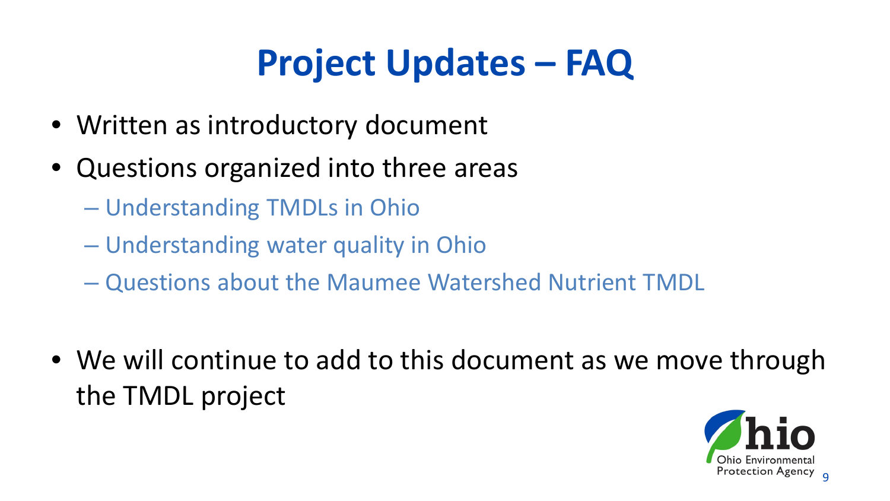# Project Updates – FAQ

- Written as introductory document
- Questions organized into three areas
  - Understanding TMDLs in Ohio
  - Understanding water quality in Ohio
  - Questions about the Maumee Watershed Nutrient TMDL

- We will continue to add to this document as we move through the TMDL project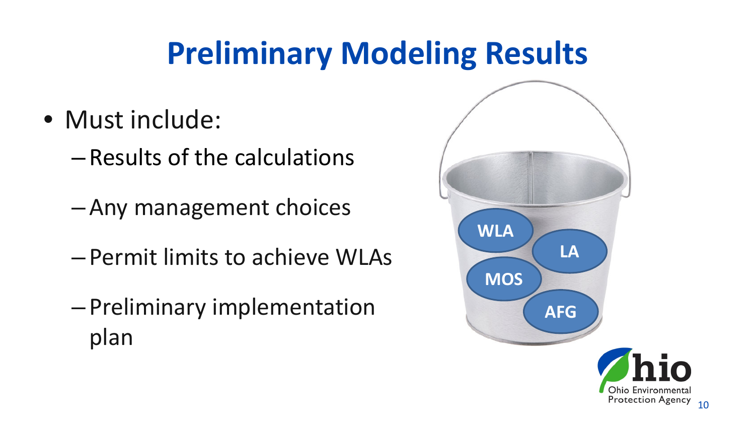# Preliminary Modeling Results

- Must include:
  - Results of the calculations
  - Any management choices
  - Permit limits to achieve WLAs
  - Preliminary implementation plan

WLA

LA

MOS

AFG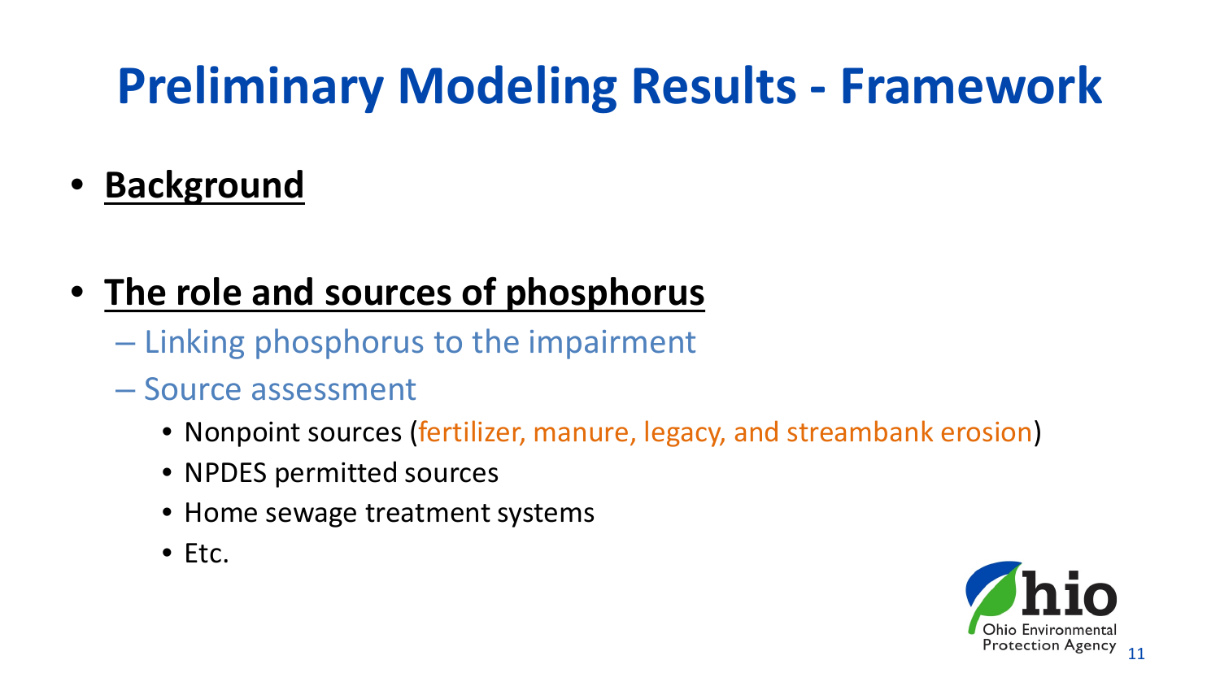# Preliminary Modeling Results - Framework

- **Background**

- **The role and sources of phosphorus**
  - Linking phosphorus to the impairment
  - Source assessment
    - Nonpoint sources (fertilizer, manure, legacy, and streambank erosion)
    - NPDES permitted sources
    - Home sewage treatment systems
    - Etc.

Ohio Environmental Protection Agency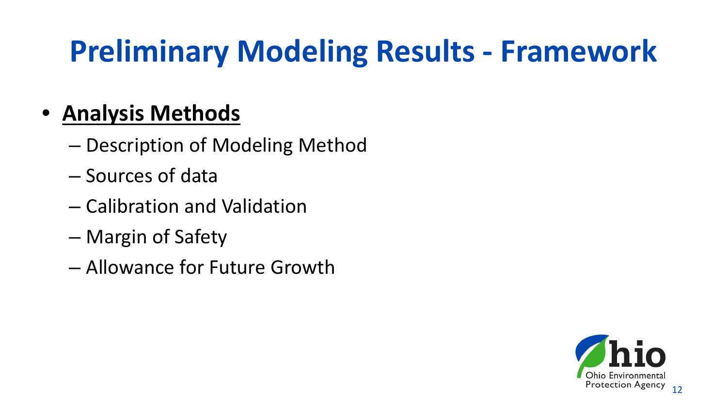# Preliminary Modeling Results - Framework

- **Analysis Methods**
  - Description of Modeling Method
  - Sources of data
  - Calibration and Validation
  - Margin of Safety
  - Allowance for Future Growth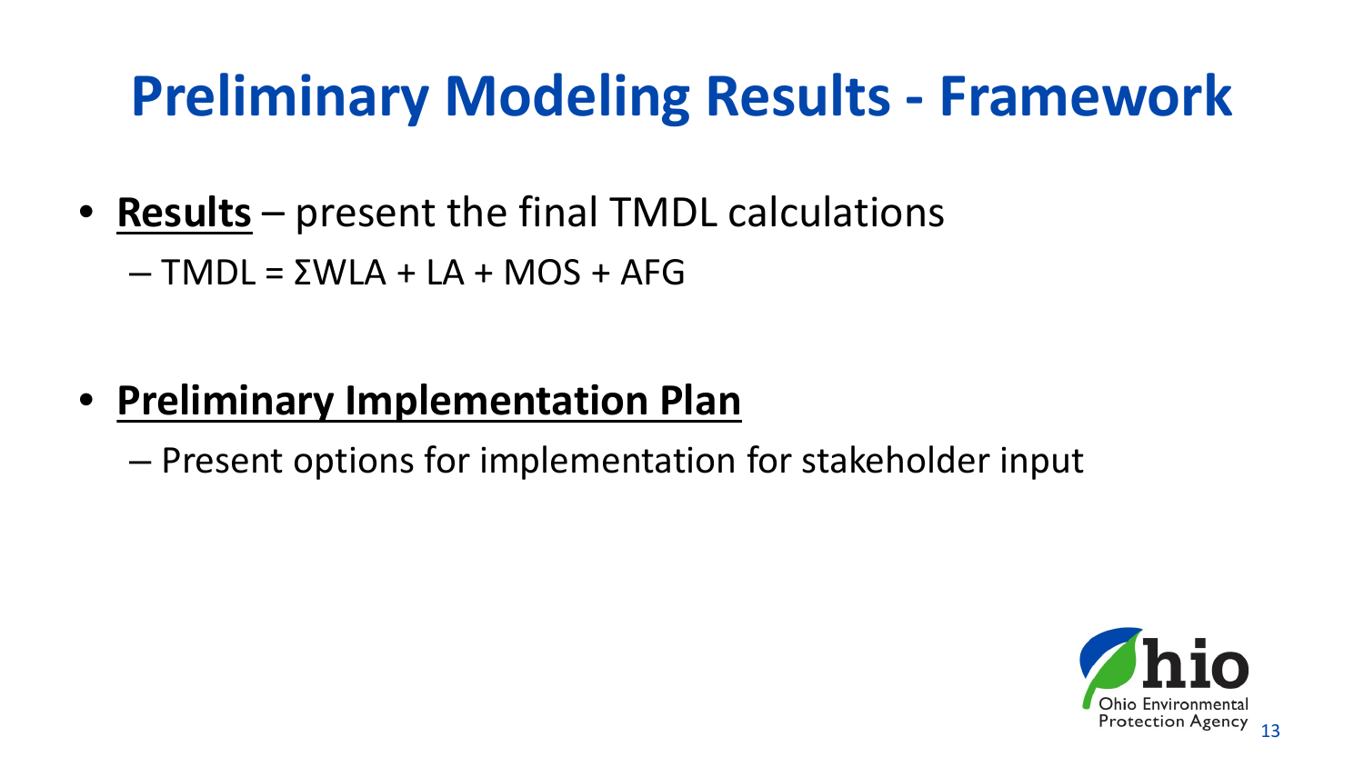# Preliminary Modeling Results - Framework

- **Results** – present the final TMDL calculations
  - $TMDL = \Sigma WLA + LA + MOS + AFG$

- **Preliminary Implementation Plan**
  - Present options for implementation for stakeholder input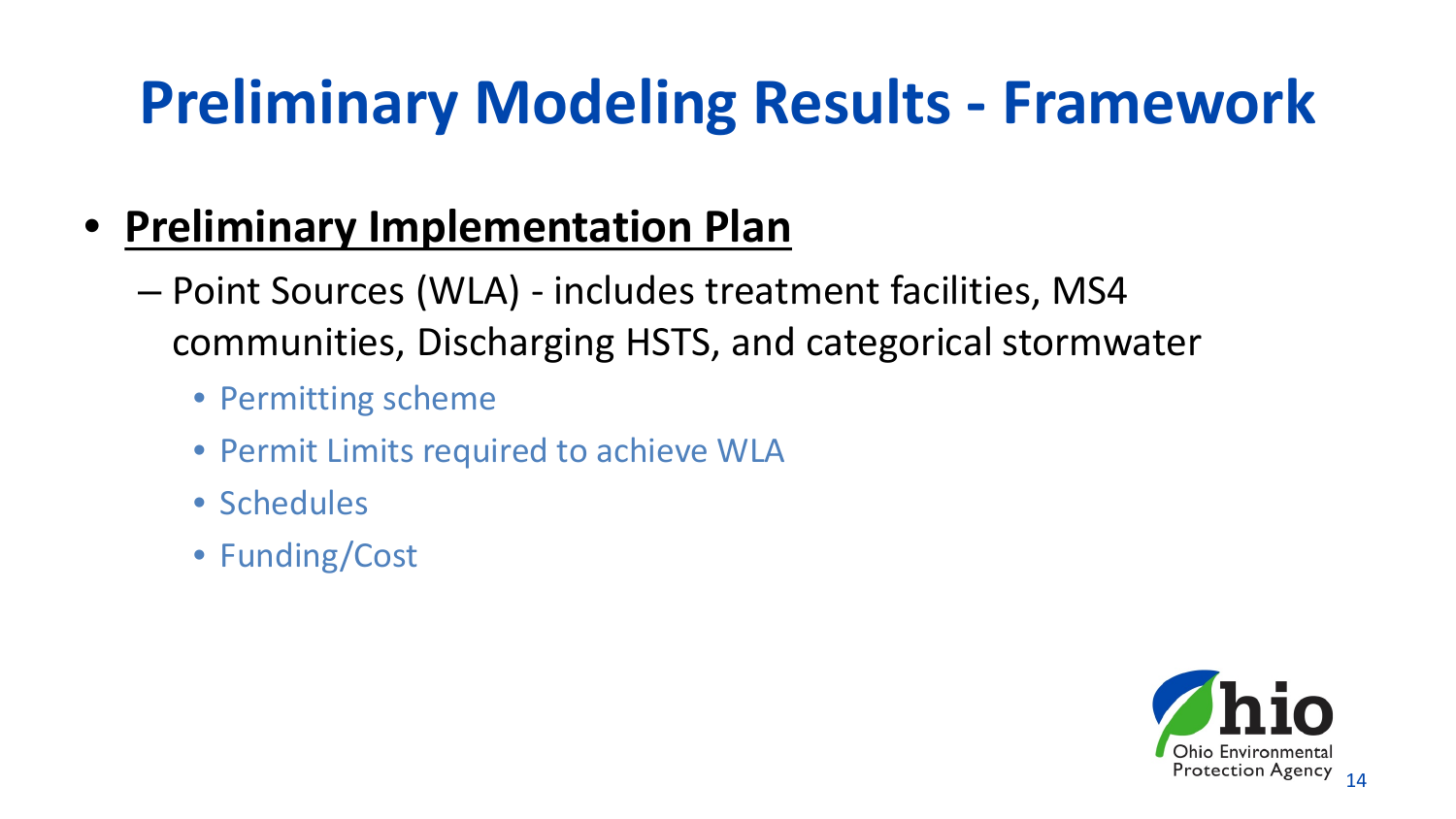# Preliminary Modeling Results - Framework

- **Preliminary Implementation Plan**
  - Point Sources (WLA) - includes treatment facilities, MS4 communities, Discharging HSTS, and categorical stormwater
    - Permitting scheme
    - Permit Limits required to achieve WLA
    - Schedules
    - Funding/Cost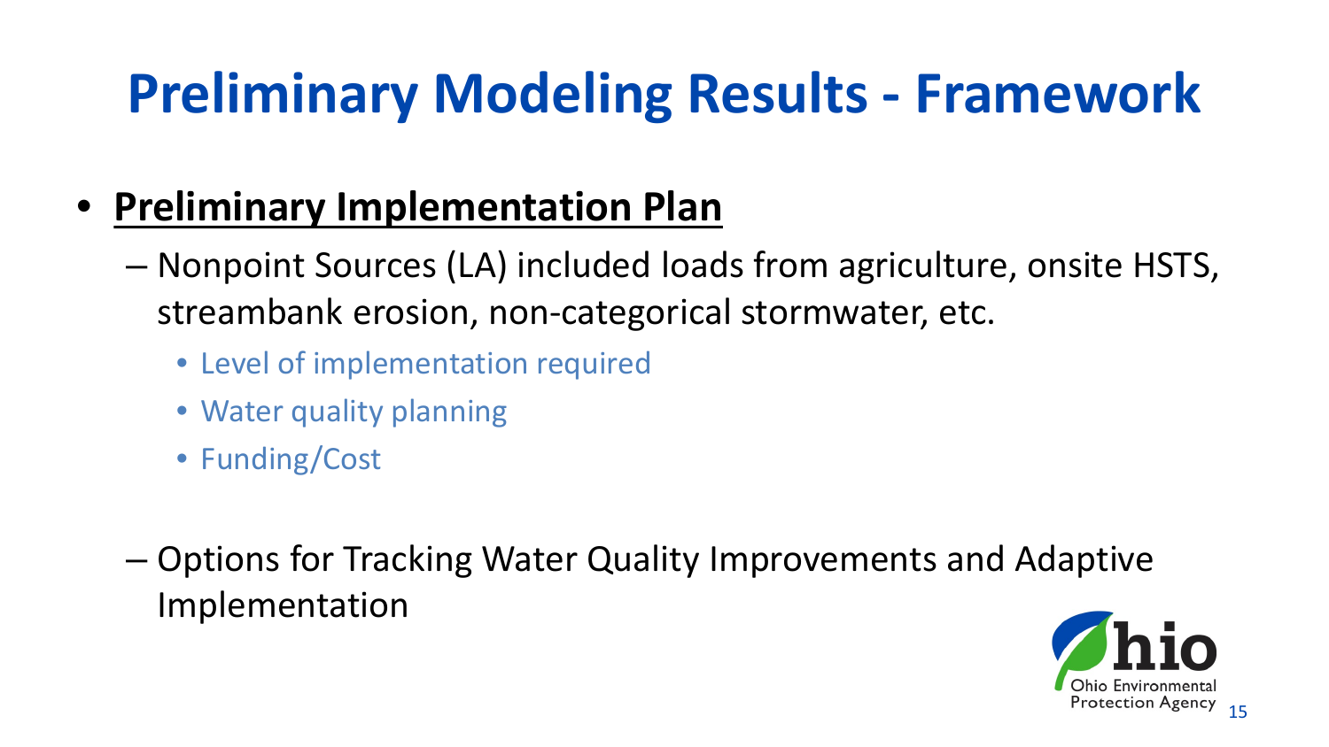# Preliminary Modeling Results - Framework

- **Preliminary Implementation Plan**
  - Nonpoint Sources (LA) included loads from agriculture, onsite HSTS, streambank erosion, non-categorical stormwater, etc.
    - Level of implementation required
    - Water quality planning
    - Funding/Cost
  - Options for Tracking Water Quality Improvements and Adaptive Implementation

Ohio Environmental Protection Agency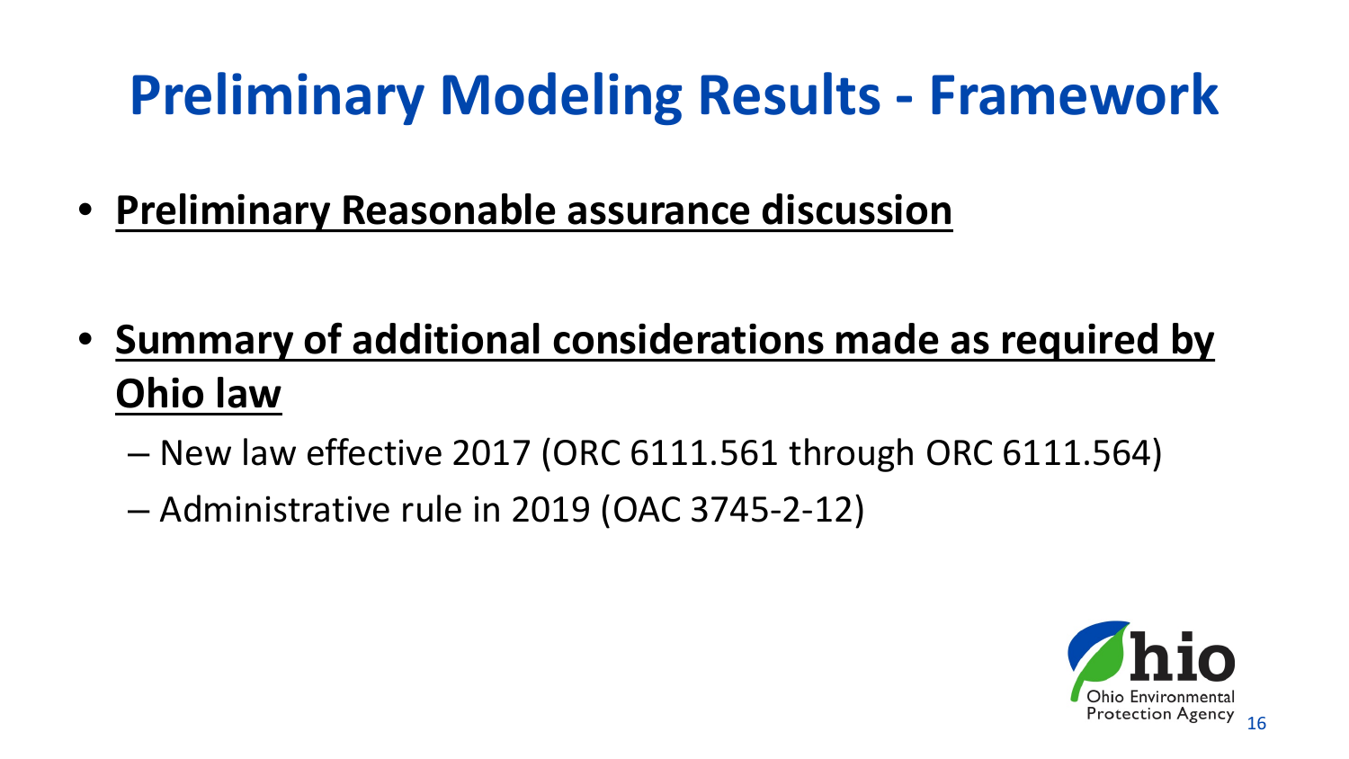# Preliminary Modeling Results - Framework

- **Preliminary Reasonable assurance discussion**

- **Summary of additional considerations made as required by Ohio law**
  - New law effective 2017 (ORC 6111.561 through ORC 6111.564)
  - Administrative rule in 2019 (OAC 3745-2-12)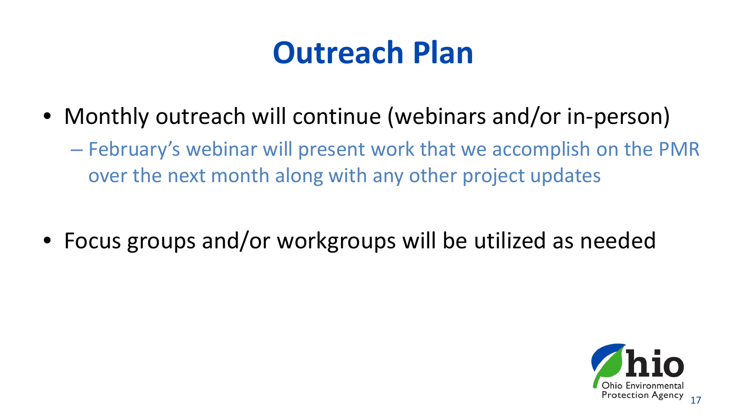# Outreach Plan

- Monthly outreach will continue (webinars and/or in-person)
  - February's webinar will present work that we accomplish on the PMR over the next month along with any other project updates

- Focus groups and/or workgroups will be utilized as needed

Ohio Environmental Protection Agency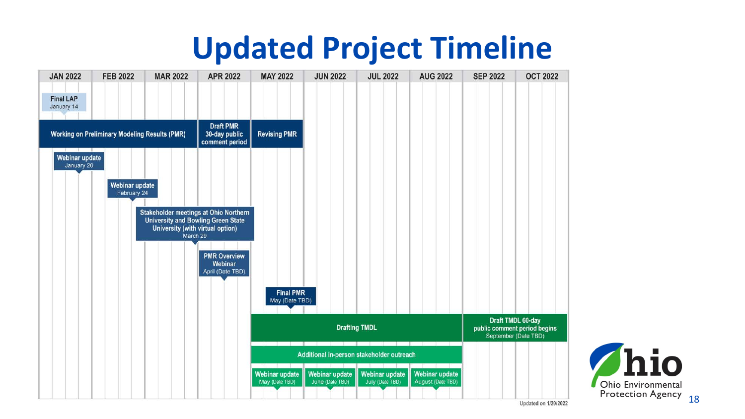# Updated Project Timeline

| JAN 2022 | FEB 2022 | MAR 2022 | APR 2022 | MAY 2022 | JUN 2022 | JUL 2022 | AUG 2022 | SEP 2022 | OCT 2022 |
|---|---|---|---|---|---|---|---|---|---|

- **Final LAP** – January 14
- **Working on Preliminary Modeling Results (PMR)** (January – March 2022)
- **Draft PMR 30-day public comment period** (April 2022)
- **Revising PMR** (May 2022)
- **Webinar update** – January 20
- **Webinar update** – February 24
- **Stakeholder meetings at Ohio Northern University and Bowling Green State University (with virtual option)** – March 29
- **PMR Overview Webinar** – April (Date TBD)
- **Final PMR** – May (Date TBD)
- **Drafting TMDL** (May – August 2022)
- **Draft TMDL 60-day public comment period begins** – September (Date TBD)
- **Additional in-person stakeholder outreach** (May – August 2022)
- **Webinar update** – May (Date TBD)
- **Webinar update** – June (Date TBD)
- **Webinar update** – July (Date TBD)
- **Webinar update** – August (Date TBD)

Updated on 1/20/2022

Ohio Environmental Protection Agency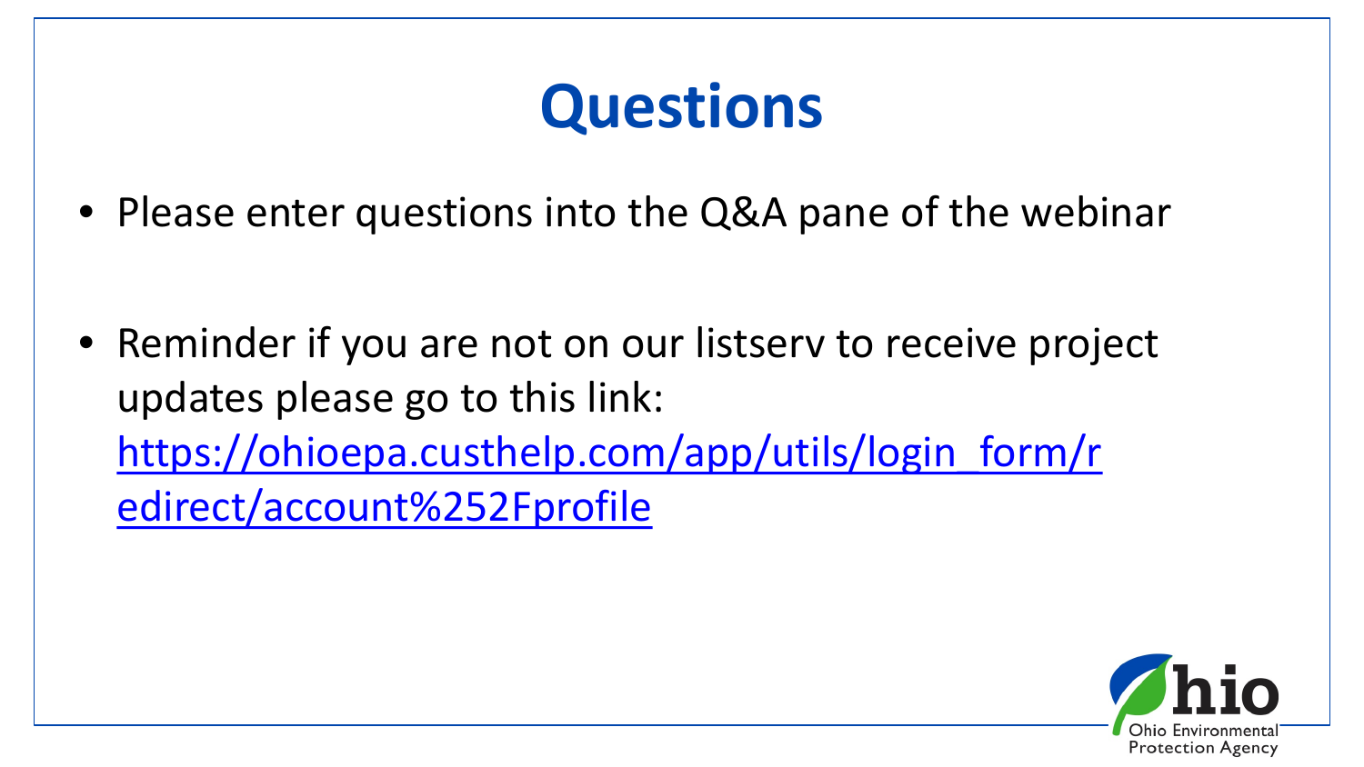# Questions

- Please enter questions into the Q&A pane of the webinar
- Reminder if you are not on our listserv to receive project updates please go to this link: https://ohioepa.custhelp.com/app/utils/login_form/redirect/account%252Fprofile

Ohio Environmental Protection Agency